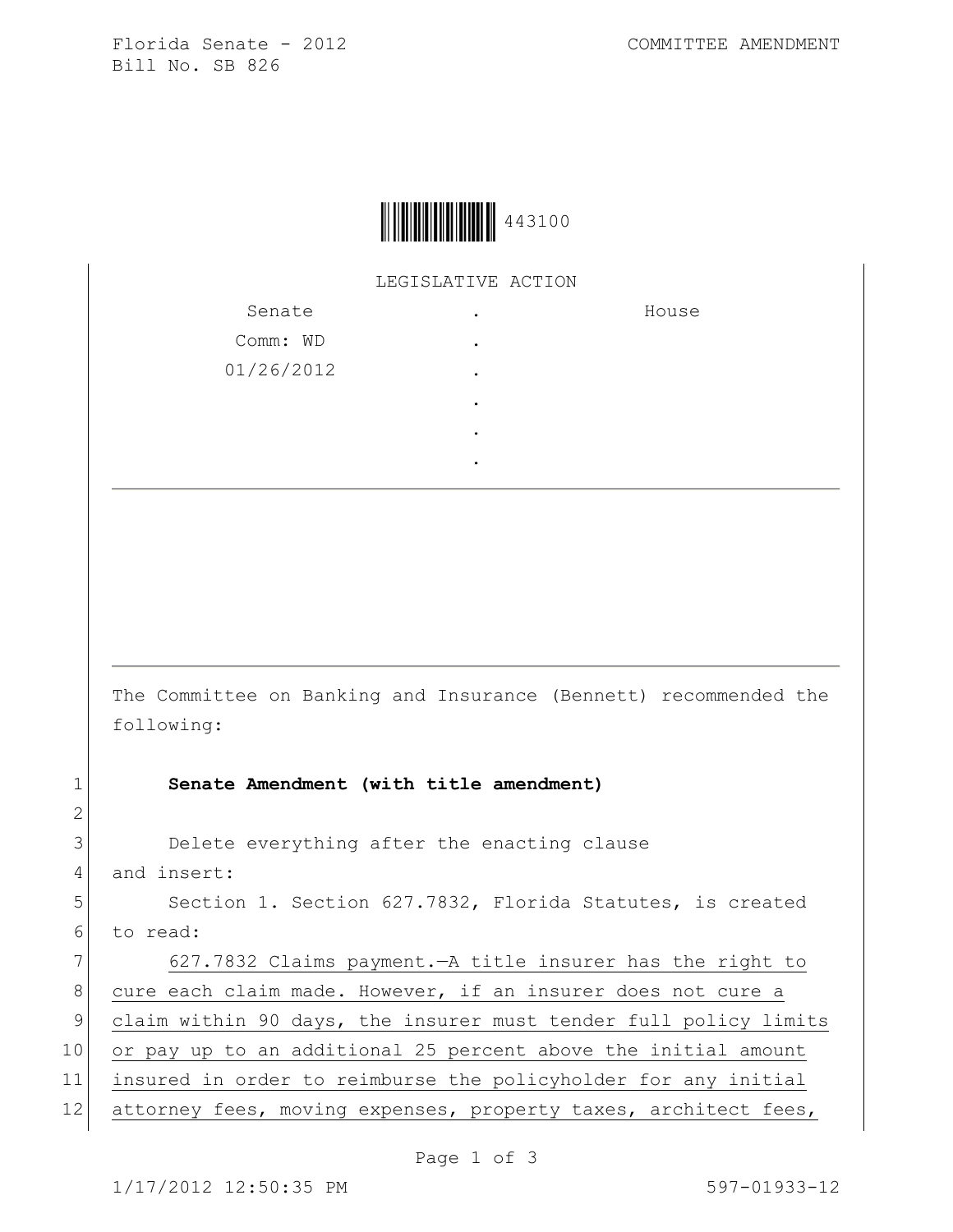Florida Senate - 2012
Bill No. SB 826

COMMITTEE AMENDMENT

443100

LEGISLATIVE ACTION

| Senate | . | House |
|---|---|---|
| Comm: WD | . | |
| 01/26/2012 | . | |
| | . | |
| | . | |
| | . | |

---

The Committee on Banking and Insurance (Bennett) recommended the following:

1 **Senate Amendment (with title amendment)**

2

3 Delete everything after the enacting clause

4 and insert:

5 Section 1. Section 627.7832, Florida Statutes, is created

6 to read:

7 627.7832 Claims payment.—A title insurer has the right to

8 cure each claim made. However, if an insurer does not cure a

9 claim within 90 days, the insurer must tender full policy limits

10 or pay up to an additional 25 percent above the initial amount

11 insured in order to reimburse the policyholder for any initial

12 attorney fees, moving expenses, property taxes, architect fees,

1/17/2012 12:50:35 PM 597-01933-12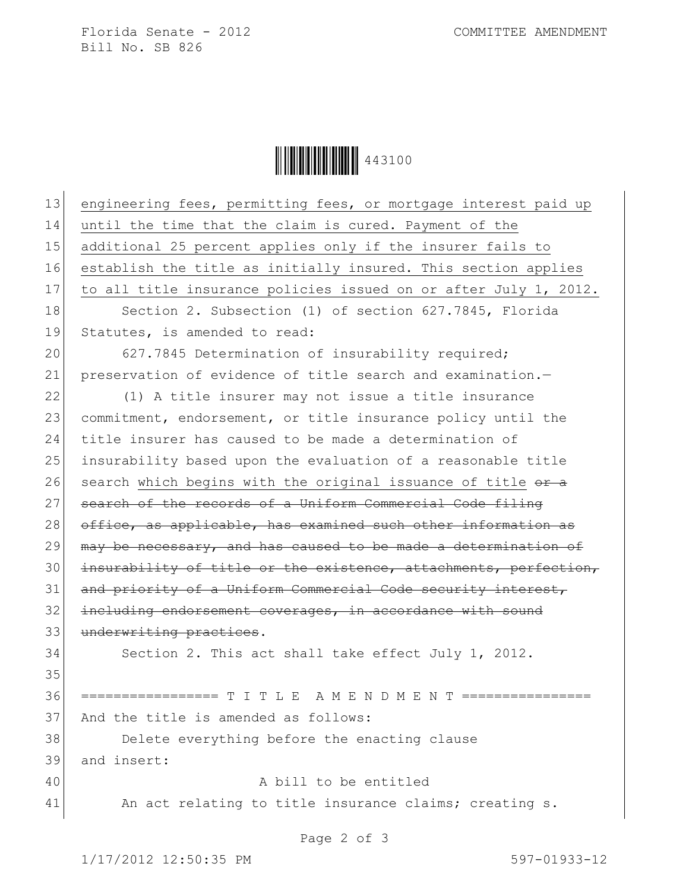engineering fees, permitting fees, or mortgage interest paid up until the time that the claim is cured. Payment of the additional 25 percent applies only if the insurer fails to establish the title as initially insured. This section applies to all title insurance policies issued on or after July 1, 2012.

Section 2. Subsection (1) of section 627.7845, Florida Statutes, is amended to read:

627.7845 Determination of insurability required; preservation of evidence of title search and examination.—

(1) A title insurer may not issue a title insurance commitment, endorsement, or title insurance policy until the title insurer has caused to be made a determination of insurability based upon the evaluation of a reasonable title search which begins with the original issuance of title ~~or a search of the records of a Uniform Commercial Code filing office, as applicable, has examined such other information as may be necessary, and has caused to be made a determination of insurability of title or the existence, attachments, perfection, and priority of a Uniform Commercial Code security interest, including endorsement coverages, in accordance with sound underwriting practices~~.

Section 2. This act shall take effect July 1, 2012.

================= T I T L E A M E N D M E N T ================

And the title is amended as follows:

Delete everything before the enacting clause and insert:

A bill to be entitled

An act relating to title insurance claims; creating s.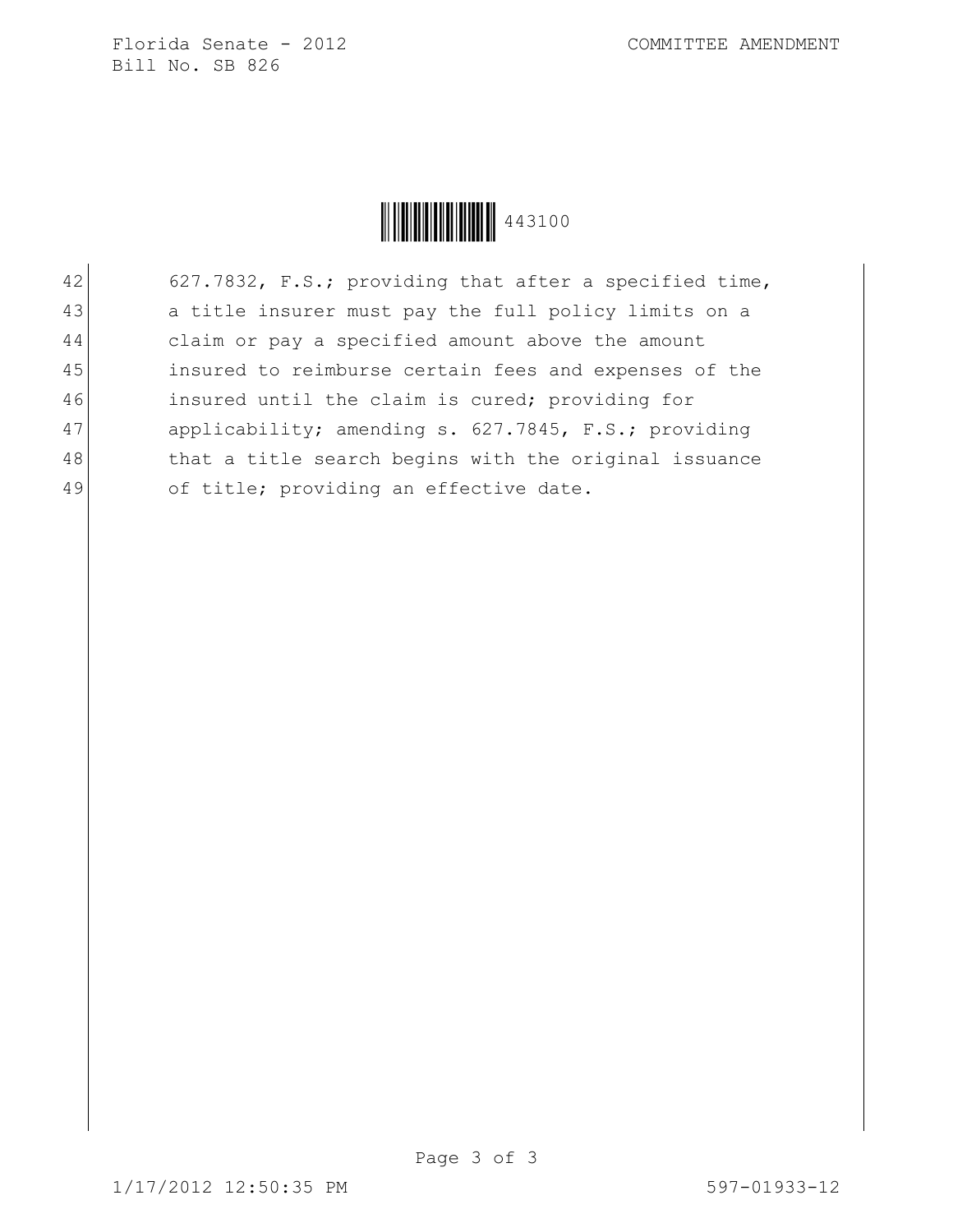42 627.7832, F.S.; providing that after a specified time,
43 a title insurer must pay the full policy limits on a
44 claim or pay a specified amount above the amount
45 insured to reimburse certain fees and expenses of the
46 insured until the claim is cured; providing for
47 applicability; amending s. 627.7845, F.S.; providing
48 that a title search begins with the original issuance
49 of title; providing an effective date.